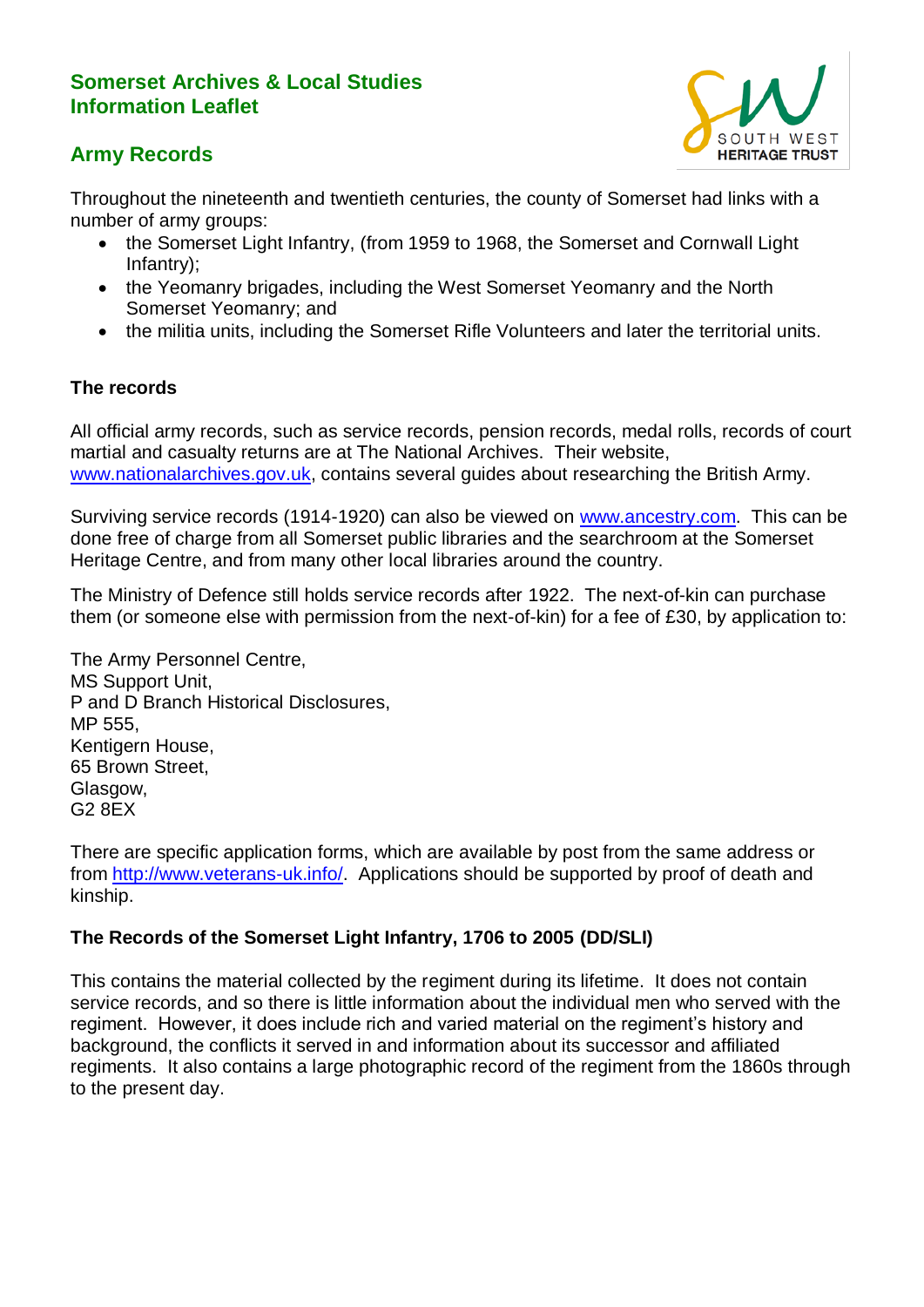# Somerset Archives & Local Studies Information Leaflet

## Army Records

Throughout the nineteenth and twentieth centuries, the county of Somerset had links with a number of army groups:

- the Somerset Light Infantry, (from 1959 to 1968, the Somerset and Cornwall Light Infantry);
- the Yeomanry brigades, including the West Somerset Yeomanry and the North Somerset Yeomanry; and
- the militia units, including the Somerset Rifle Volunteers and later the territorial units.

### The records

All official army records, such as service records, pension records, medal rolls, records of court martial and casualty returns are at The National Archives. Their website, www.nationalarchives.gov.uk, contains several guides about researching the British Army.

Surviving service records (1914-1920) can also be viewed on www.ancestry.com. This can be done free of charge from all Somerset public libraries and the searchroom at the Somerset Heritage Centre, and from many other local libraries around the country.

The Ministry of Defence still holds service records after 1922. The next-of-kin can purchase them (or someone else with permission from the next-of-kin) for a fee of £30, by application to:

The Army Personnel Centre,
MS Support Unit,
P and D Branch Historical Disclosures,
MP 555,
Kentigern House,
65 Brown Street,
Glasgow,
G2 8EX

There are specific application forms, which are available by post from the same address or from http://www.veterans-uk.info/. Applications should be supported by proof of death and kinship.

### The Records of the Somerset Light Infantry, 1706 to 2005 (DD/SLI)

This contains the material collected by the regiment during its lifetime. It does not contain service records, and so there is little information about the individual men who served with the regiment. However, it does include rich and varied material on the regiment's history and background, the conflicts it served in and information about its successor and affiliated regiments. It also contains a large photographic record of the regiment from the 1860s through to the present day.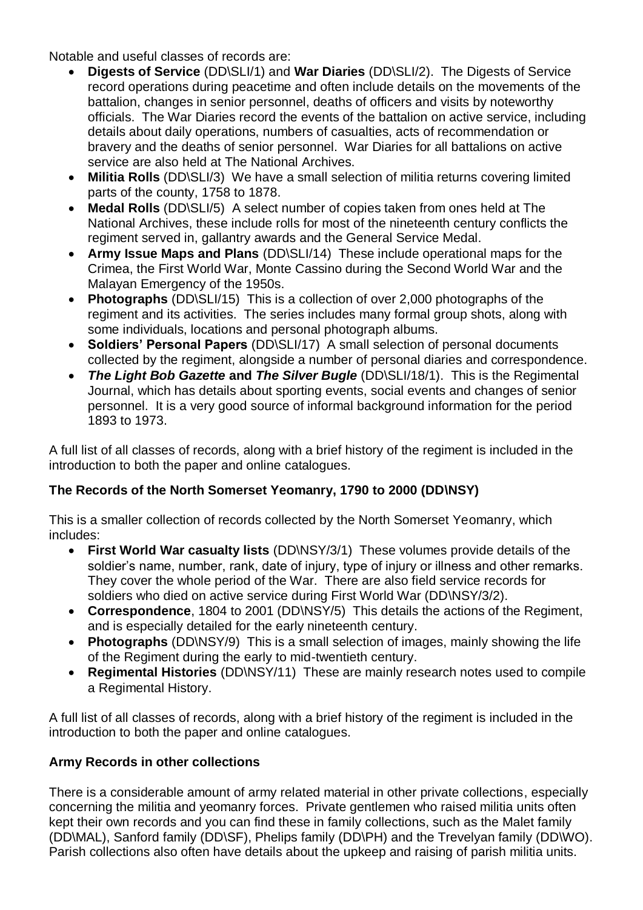Notable and useful classes of records are:

- **Digests of Service** (DD\SLI/1) and **War Diaries** (DD\SLI/2). The Digests of Service record operations during peacetime and often include details on the movements of the battalion, changes in senior personnel, deaths of officers and visits by noteworthy officials. The War Diaries record the events of the battalion on active service, including details about daily operations, numbers of casualties, acts of recommendation or bravery and the deaths of senior personnel. War Diaries for all battalions on active service are also held at The National Archives.
- **Militia Rolls** (DD\SLI/3) We have a small selection of militia returns covering limited parts of the county, 1758 to 1878.
- **Medal Rolls** (DD\SLI/5) A select number of copies taken from ones held at The National Archives, these include rolls for most of the nineteenth century conflicts the regiment served in, gallantry awards and the General Service Medal.
- **Army Issue Maps and Plans** (DD\SLI/14) These include operational maps for the Crimea, the First World War, Monte Cassino during the Second World War and the Malayan Emergency of the 1950s.
- **Photographs** (DD\SLI/15) This is a collection of over 2,000 photographs of the regiment and its activities. The series includes many formal group shots, along with some individuals, locations and personal photograph albums.
- **Soldiers' Personal Papers** (DD\SLI/17) A small selection of personal documents collected by the regiment, alongside a number of personal diaries and correspondence.
- ***The Light Bob Gazette*** **and** ***The Silver Bugle*** (DD\SLI/18/1). This is the Regimental Journal, which has details about sporting events, social events and changes of senior personnel. It is a very good source of informal background information for the period 1893 to 1973.

A full list of all classes of records, along with a brief history of the regiment is included in the introduction to both the paper and online catalogues.

### The Records of the North Somerset Yeomanry, 1790 to 2000 (DD\NSY)

This is a smaller collection of records collected by the North Somerset Yeomanry, which includes:

- **First World War casualty lists** (DD\NSY/3/1) These volumes provide details of the soldier's name, number, rank, date of injury, type of injury or illness and other remarks. They cover the whole period of the War. There are also field service records for soldiers who died on active service during First World War (DD\NSY/3/2).
- **Correspondence**, 1804 to 2001 (DD\NSY/5) This details the actions of the Regiment, and is especially detailed for the early nineteenth century.
- **Photographs** (DD\NSY/9) This is a small selection of images, mainly showing the life of the Regiment during the early to mid-twentieth century.
- **Regimental Histories** (DD\NSY/11) These are mainly research notes used to compile a Regimental History.

A full list of all classes of records, along with a brief history of the regiment is included in the introduction to both the paper and online catalogues.

### Army Records in other collections

There is a considerable amount of army related material in other private collections, especially concerning the militia and yeomanry forces. Private gentlemen who raised militia units often kept their own records and you can find these in family collections, such as the Malet family (DD\MAL), Sanford family (DD\SF), Phelips family (DD\PH) and the Trevelyan family (DD\WO). Parish collections also often have details about the upkeep and raising of parish militia units.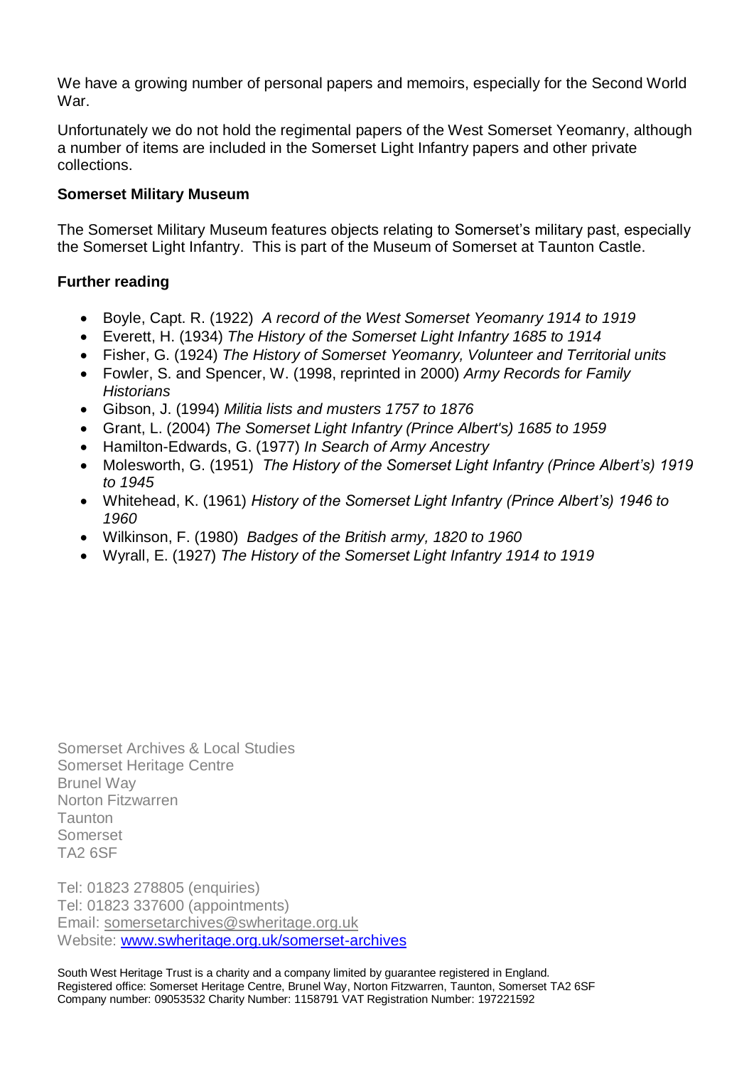We have a growing number of personal papers and memoirs, especially for the Second World War.

Unfortunately we do not hold the regimental papers of the West Somerset Yeomanry, although a number of items are included in the Somerset Light Infantry papers and other private collections.

**Somerset Military Museum**

The Somerset Military Museum features objects relating to Somerset's military past, especially the Somerset Light Infantry. This is part of the Museum of Somerset at Taunton Castle.

**Further reading**

- Boyle, Capt. R. (1922) *A record of the West Somerset Yeomanry 1914 to 1919*
- Everett, H. (1934) *The History of the Somerset Light Infantry 1685 to 1914*
- Fisher, G. (1924) *The History of Somerset Yeomanry, Volunteer and Territorial units*
- Fowler, S. and Spencer, W. (1998, reprinted in 2000) *Army Records for Family Historians*
- Gibson, J. (1994) *Militia lists and musters 1757 to 1876*
- Grant, L. (2004) *The Somerset Light Infantry (Prince Albert's) 1685 to 1959*
- Hamilton-Edwards, G. (1977) *In Search of Army Ancestry*
- Molesworth, G. (1951) *The History of the Somerset Light Infantry (Prince Albert's) 1919 to 1945*
- Whitehead, K. (1961) *History of the Somerset Light Infantry (Prince Albert's) 1946 to 1960*
- Wilkinson, F. (1980) *Badges of the British army, 1820 to 1960*
- Wyrall, E. (1927) *The History of the Somerset Light Infantry 1914 to 1919*

Somerset Archives & Local Studies
Somerset Heritage Centre
Brunel Way
Norton Fitzwarren
Taunton
Somerset
TA2 6SF

Tel: 01823 278805 (enquiries)
Tel: 01823 337600 (appointments)
Email: somersetarchives@swheritage.org.uk
Website: www.swheritage.org.uk/somerset-archives

South West Heritage Trust is a charity and a company limited by guarantee registered in England.
Registered office: Somerset Heritage Centre, Brunel Way, Norton Fitzwarren, Taunton, Somerset TA2 6SF
Company number: 09053532 Charity Number: 1158791 VAT Registration Number: 197221592